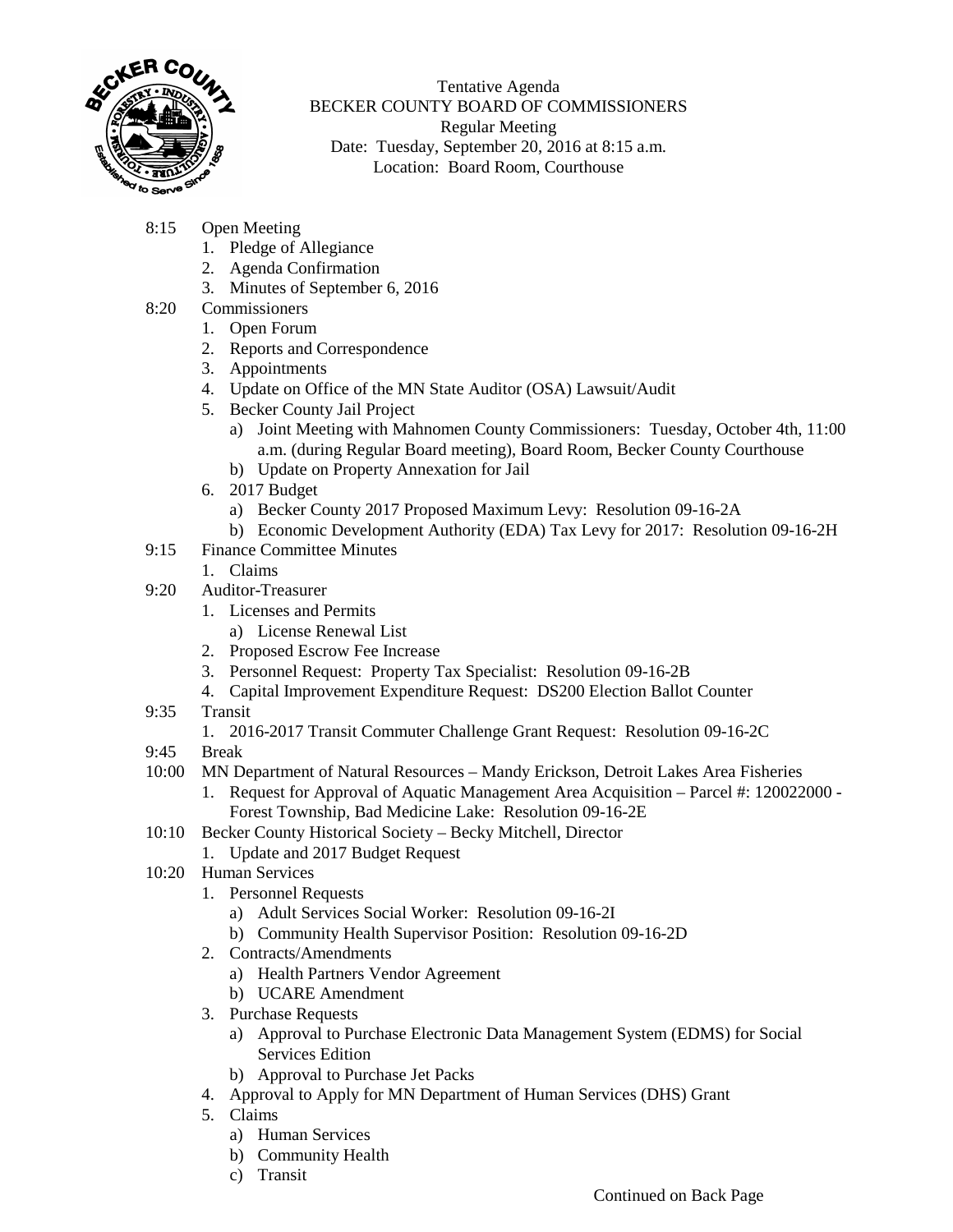Tentative Agenda
BECKER COUNTY BOARD OF COMMISSIONERS
Regular Meeting
Date: Tuesday, September 20, 2016 at 8:15 a.m.
Location: Board Room, Courthouse

8:15 Open Meeting
1. Pledge of Allegiance
2. Agenda Confirmation
3. Minutes of September 6, 2016

8:20 Commissioners
1. Open Forum
2. Reports and Correspondence
3. Appointments
4. Update on Office of the MN State Auditor (OSA) Lawsuit/Audit
5. Becker County Jail Project
   a) Joint Meeting with Mahnomen County Commissioners: Tuesday, October 4th, 11:00 a.m. (during Regular Board meeting), Board Room, Becker County Courthouse
   b) Update on Property Annexation for Jail
6. 2017 Budget
   a) Becker County 2017 Proposed Maximum Levy: Resolution 09-16-2A
   b) Economic Development Authority (EDA) Tax Levy for 2017: Resolution 09-16-2H

9:15 Finance Committee Minutes
1. Claims

9:20 Auditor-Treasurer
1. Licenses and Permits
   a) License Renewal List
2. Proposed Escrow Fee Increase
3. Personnel Request: Property Tax Specialist: Resolution 09-16-2B
4. Capital Improvement Expenditure Request: DS200 Election Ballot Counter

9:35 Transit
1. 2016-2017 Transit Commuter Challenge Grant Request: Resolution 09-16-2C

9:45 Break

10:00 MN Department of Natural Resources – Mandy Erickson, Detroit Lakes Area Fisheries
1. Request for Approval of Aquatic Management Area Acquisition – Parcel #: 120022000 - Forest Township, Bad Medicine Lake: Resolution 09-16-2E

10:10 Becker County Historical Society – Becky Mitchell, Director
1. Update and 2017 Budget Request

10:20 Human Services
1. Personnel Requests
   a) Adult Services Social Worker: Resolution 09-16-2I
   b) Community Health Supervisor Position: Resolution 09-16-2D
2. Contracts/Amendments
   a) Health Partners Vendor Agreement
   b) UCARE Amendment
3. Purchase Requests
   a) Approval to Purchase Electronic Data Management System (EDMS) for Social Services Edition
   b) Approval to Purchase Jet Packs
4. Approval to Apply for MN Department of Human Services (DHS) Grant
5. Claims
   a) Human Services
   b) Community Health
   c) Transit

Continued on Back Page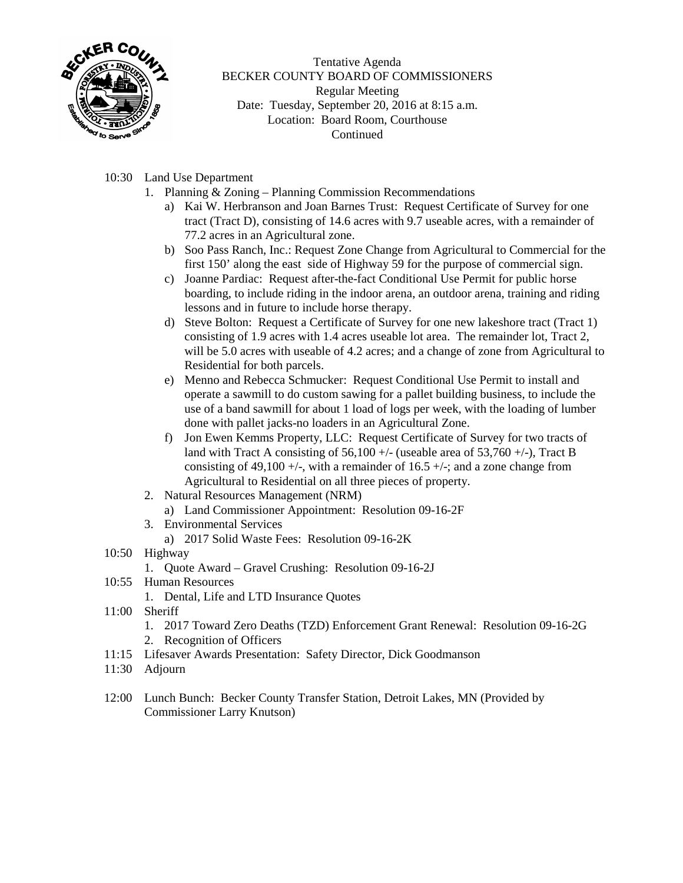Tentative Agenda
BECKER COUNTY BOARD OF COMMISSIONERS
Regular Meeting
Date: Tuesday, September 20, 2016 at 8:15 a.m.
Location: Board Room, Courthouse
Continued

10:30 Land Use Department

1. Planning & Zoning – Planning Commission Recommendations
   a) Kai W. Herbranson and Joan Barnes Trust: Request Certificate of Survey for one tract (Tract D), consisting of 14.6 acres with 9.7 useable acres, with a remainder of 77.2 acres in an Agricultural zone.
   b) Soo Pass Ranch, Inc.: Request Zone Change from Agricultural to Commercial for the first 150' along the east side of Highway 59 for the purpose of commercial sign.
   c) Joanne Pardiac: Request after-the-fact Conditional Use Permit for public horse boarding, to include riding in the indoor arena, an outdoor arena, training and riding lessons and in future to include horse therapy.
   d) Steve Bolton: Request a Certificate of Survey for one new lakeshore tract (Tract 1) consisting of 1.9 acres with 1.4 acres useable lot area. The remainder lot, Tract 2, will be 5.0 acres with useable of 4.2 acres; and a change of zone from Agricultural to Residential for both parcels.
   e) Menno and Rebecca Schmucker: Request Conditional Use Permit to install and operate a sawmill to do custom sawing for a pallet building business, to include the use of a band sawmill for about 1 load of logs per week, with the loading of lumber done with pallet jacks-no loaders in an Agricultural Zone.
   f) Jon Ewen Kemms Property, LLC: Request Certificate of Survey for two tracts of land with Tract A consisting of 56,100 +/- (useable area of 53,760 +/-), Tract B consisting of 49,100 +/-, with a remainder of 16.5 +/-; and a zone change from Agricultural to Residential on all three pieces of property.
2. Natural Resources Management (NRM)
   a) Land Commissioner Appointment: Resolution 09-16-2F
3. Environmental Services
   a) 2017 Solid Waste Fees: Resolution 09-16-2K

10:50 Highway

1. Quote Award – Gravel Crushing: Resolution 09-16-2J

10:55 Human Resources

1. Dental, Life and LTD Insurance Quotes

11:00 Sheriff

1. 2017 Toward Zero Deaths (TZD) Enforcement Grant Renewal: Resolution 09-16-2G
2. Recognition of Officers

11:15 Lifesaver Awards Presentation: Safety Director, Dick Goodmanson

11:30 Adjourn

12:00 Lunch Bunch: Becker County Transfer Station, Detroit Lakes, MN (Provided by Commissioner Larry Knutson)